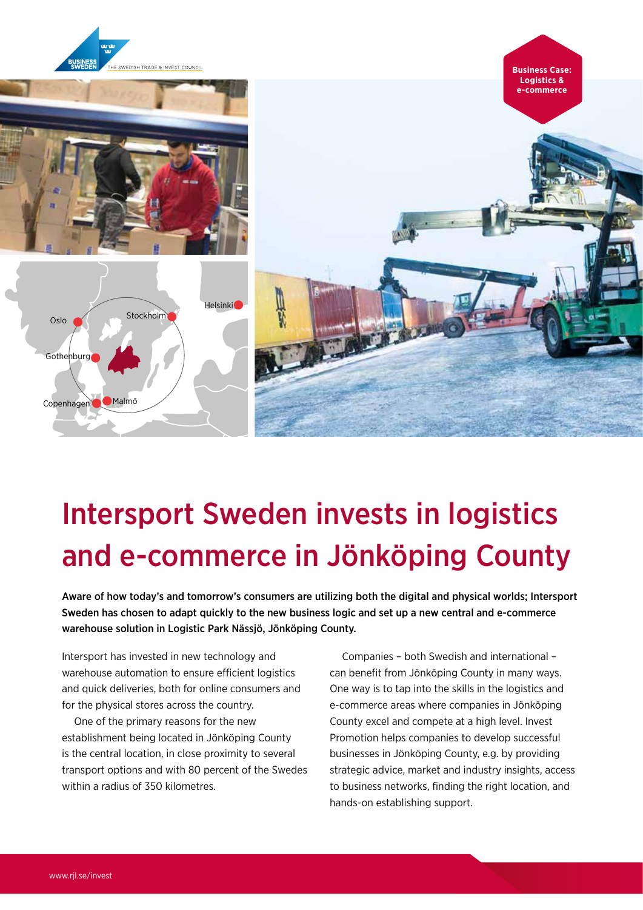Business Case: Logistics & e-commerce

# Intersport Sweden invests in logistics and e-commerce in Jönköping County

**Aware of how today's and tomorrow's consumers are utilizing both the digital and physical worlds; Intersport Sweden has chosen to adapt quickly to the new business logic and set up a new central and e-commerce warehouse solution in Logistic Park Nässjö, Jönköping County.**

Intersport has invested in new technology and warehouse automation to ensure efficient logistics and quick deliveries, both for online consumers and for the physical stores across the country.

One of the primary reasons for the new establishment being located in Jönköping County is the central location, in close proximity to several transport options and with 80 percent of the Swedes within a radius of 350 kilometres.

Companies – both Swedish and international – can benefit from Jönköping County in many ways. One way is to tap into the skills in the logistics and e-commerce areas where companies in Jönköping County excel and compete at a high level. Invest Promotion helps companies to develop successful businesses in Jönköping County, e.g. by providing strategic advice, market and industry insights, access to business networks, finding the right location, and hands-on establishing support.

www.rjl.se/invest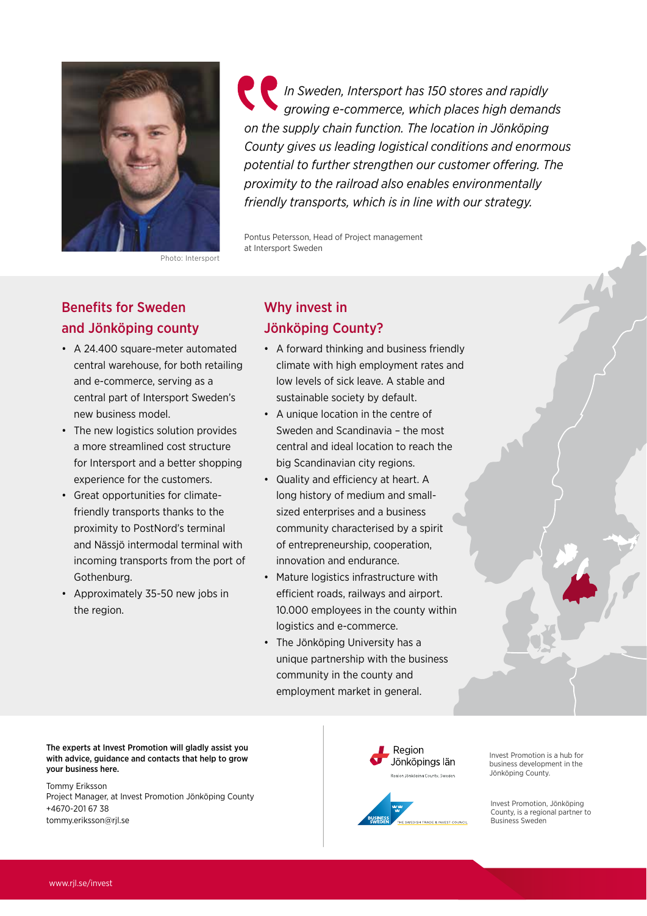Photo: Intersport

> *In Sweden, Intersport has 150 stores and rapidly growing e-commerce, which places high demands on the supply chain function. The location in Jönköping County gives us leading logistical conditions and enormous potential to further strengthen our customer offering. The proximity to the railroad also enables environmentally friendly transports, which is in line with our strategy.*

Pontus Petersson, Head of Project management at Intersport Sweden

## Benefits for Sweden and Jönköping county

- A 24.400 square-meter automated central warehouse, for both retailing and e-commerce, serving as a central part of Intersport Sweden's new business model.
- The new logistics solution provides a more streamlined cost structure for Intersport and a better shopping experience for the customers.
- Great opportunities for climate-friendly transports thanks to the proximity to PostNord's terminal and Nässjö intermodal terminal with incoming transports from the port of Gothenburg.
- Approximately 35-50 new jobs in the region.

## Why invest in Jönköping County?

- A forward thinking and business friendly climate with high employment rates and low levels of sick leave. A stable and sustainable society by default.
- A unique location in the centre of Sweden and Scandinavia – the most central and ideal location to reach the big Scandinavian city regions.
- Quality and efficiency at heart. A long history of medium and small-sized enterprises and a business community characterised by a spirit of entrepreneurship, cooperation, innovation and endurance.
- Mature logistics infrastructure with efficient roads, railways and airport. 10.000 employees in the county within logistics and e-commerce.
- The Jönköping University has a unique partnership with the business community in the county and employment market in general.

**The experts at Invest Promotion will gladly assist you with advice, guidance and contacts that help to grow your business here.**

Tommy Eriksson
Project Manager, at Invest Promotion Jönköping County
+4670-201 67 38
tommy.eriksson@rjl.se

Region Jönköpings län
Region Jönköping County, Sweden

Invest Promotion is a hub for business development in the Jönköping County.

Business Sweden
The Swedish Trade & Invest Council

Invest Promotion, Jönköping County, is a regional partner to Business Sweden

www.rjl.se/invest